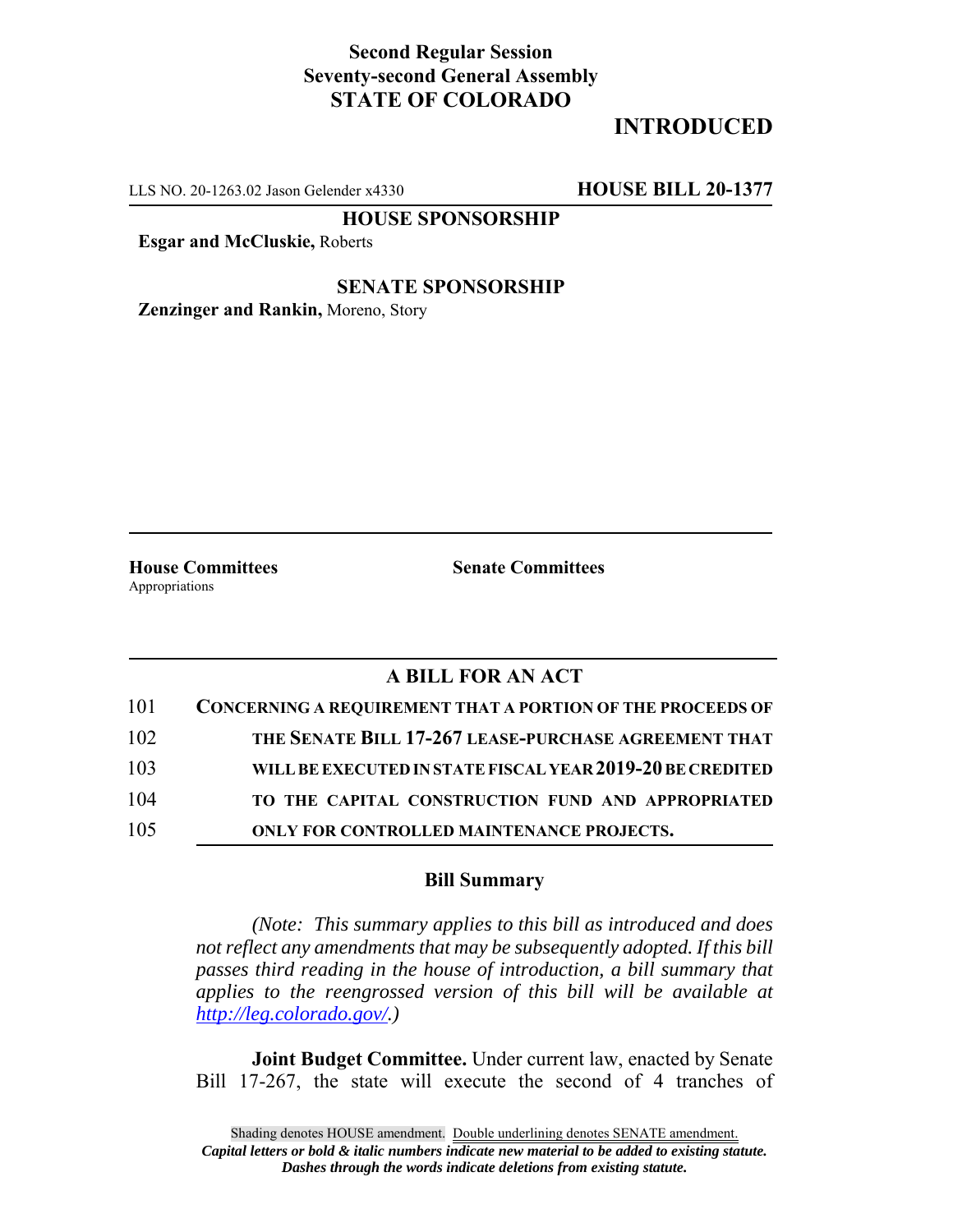**Second Regular Session**
**Seventy-second General Assembly**
**STATE OF COLORADO**

# INTRODUCED

LLS NO. 20-1263.02 Jason Gelender x4330 **HOUSE BILL 20-1377**

**HOUSE SPONSORSHIP**

**Esgar and McCluskie,** Roberts

**SENATE SPONSORSHIP**

**Zenzinger and Rankin,** Moreno, Story

**House Committees**
Appropriations

**Senate Committees**

## A BILL FOR AN ACT

101 **CONCERNING A REQUIREMENT THAT A PORTION OF THE PROCEEDS OF**
102 **THE SENATE BILL 17-267 LEASE-PURCHASE AGREEMENT THAT**
103 **WILL BE EXECUTED IN STATE FISCAL YEAR 2019-20 BE CREDITED**
104 **TO THE CAPITAL CONSTRUCTION FUND AND APPROPRIATED**
105 **ONLY FOR CONTROLLED MAINTENANCE PROJECTS.**

### Bill Summary

*(Note: This summary applies to this bill as introduced and does not reflect any amendments that may be subsequently adopted. If this bill passes third reading in the house of introduction, a bill summary that applies to the reengrossed version of this bill will be available at http://leg.colorado.gov/.)*

**Joint Budget Committee.** Under current law, enacted by Senate Bill 17-267, the state will execute the second of 4 tranches of

Shading denotes HOUSE amendment. Double underlining denotes SENATE amendment.
***Capital letters or bold & italic numbers indicate new material to be added to existing statute.***
***Dashes through the words indicate deletions from existing statute.***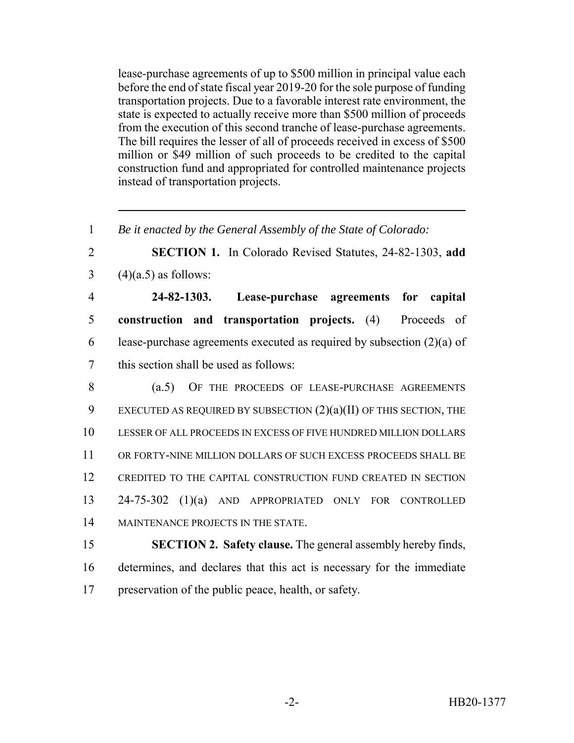lease-purchase agreements of up to $500 million in principal value each before the end of state fiscal year 2019-20 for the sole purpose of funding transportation projects. Due to a favorable interest rate environment, the state is expected to actually receive more than $500 million of proceeds from the execution of this second tranche of lease-purchase agreements. The bill requires the lesser of all of proceeds received in excess of $500 million or $49 million of such proceeds to be credited to the capital construction fund and appropriated for controlled maintenance projects instead of transportation projects.

---

1 *Be it enacted by the General Assembly of the State of Colorado:*

2 **SECTION 1.** In Colorado Revised Statutes, 24-82-1303, **add**
3 (4)(a.5) as follows:

4 **24-82-1303. Lease-purchase agreements for capital**
5 **construction and transportation projects.** (4) Proceeds of
6 lease-purchase agreements executed as required by subsection (2)(a) of
7 this section shall be used as follows:

8 (a.5) OF THE PROCEEDS OF LEASE-PURCHASE AGREEMENTS
9 EXECUTED AS REQUIRED BY SUBSECTION (2)(a)(II) OF THIS SECTION, THE
10 LESSER OF ALL PROCEEDS IN EXCESS OF FIVE HUNDRED MILLION DOLLARS
11 OR FORTY-NINE MILLION DOLLARS OF SUCH EXCESS PROCEEDS SHALL BE
12 CREDITED TO THE CAPITAL CONSTRUCTION FUND CREATED IN SECTION
13 24-75-302 (1)(a) AND APPROPRIATED ONLY FOR CONTROLLED
14 MAINTENANCE PROJECTS IN THE STATE.

15 **SECTION 2. Safety clause.** The general assembly hereby finds,
16 determines, and declares that this act is necessary for the immediate
17 preservation of the public peace, health, or safety.